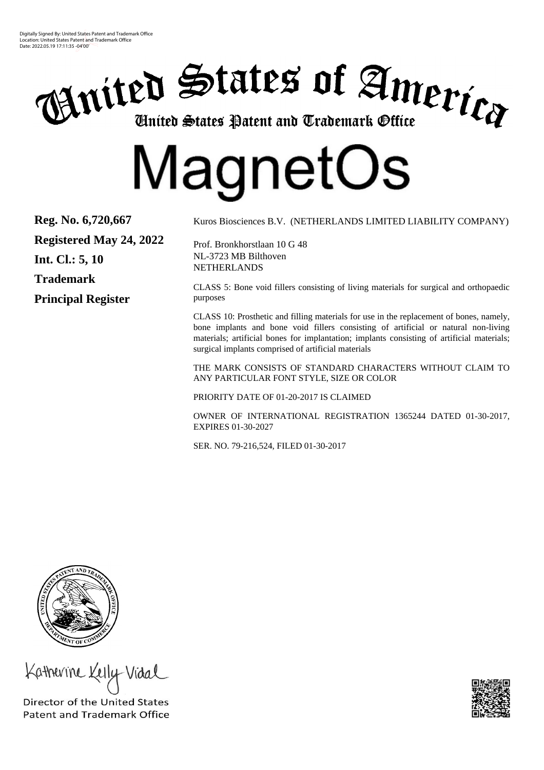Digitally Signed By: United States Patent and Trademark Office
Location: United States Patent and Trademark Office
Date: 2022.05.19 17:11:35 -04'00'

# United States of America
## United States Patent and Trademark Office

# MagnetOs

**Reg. No. 6,720,667**

**Registered May 24, 2022**

**Int. Cl.: 5, 10**

**Trademark**

**Principal Register**

Kuros Biosciences B.V. (NETHERLANDS LIMITED LIABILITY COMPANY)

Prof. Bronkhorstlaan 10 G 48
NL-3723 MB Bilthoven
NETHERLANDS

CLASS 5: Bone void fillers consisting of living materials for surgical and orthopaedic purposes

CLASS 10: Prosthetic and filling materials for use in the replacement of bones, namely, bone implants and bone void fillers consisting of artificial or natural non-living materials; artificial bones for implantation; implants consisting of artificial materials; surgical implants comprised of artificial materials

THE MARK CONSISTS OF STANDARD CHARACTERS WITHOUT CLAIM TO ANY PARTICULAR FONT STYLE, SIZE OR COLOR

PRIORITY DATE OF 01-20-2017 IS CLAIMED

OWNER OF INTERNATIONAL REGISTRATION 1365244 DATED 01-30-2017, EXPIRES 01-30-2027

SER. NO. 79-216,524, FILED 01-30-2017

Katherine Kelly Vidal

Director of the United States
Patent and Trademark Office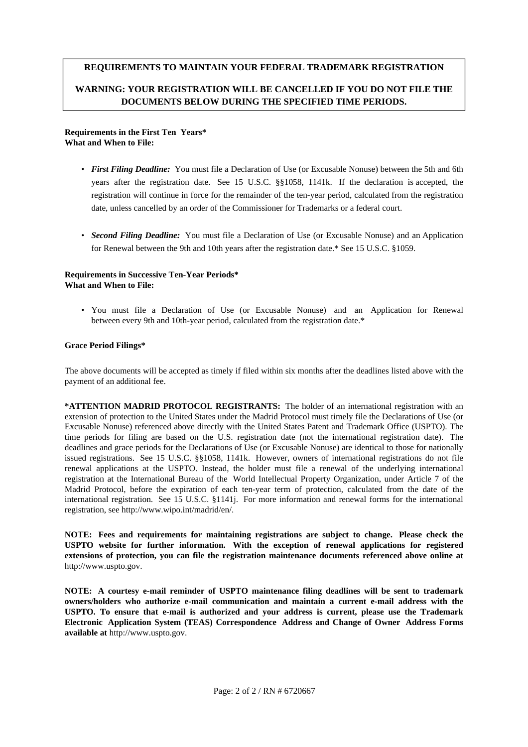**REQUIREMENTS TO MAINTAIN YOUR FEDERAL TRADEMARK REGISTRATION**

**WARNING: YOUR REGISTRATION WILL BE CANCELLED IF YOU DO NOT FILE THE DOCUMENTS BELOW DURING THE SPECIFIED TIME PERIODS.**

**Requirements in the First Ten Years***
**What and When to File:**

- ***First Filing Deadline:*** You must file a Declaration of Use (or Excusable Nonuse) between the 5th and 6th years after the registration date. See 15 U.S.C. §§1058, 1141k. If the declaration is accepted, the registration will continue in force for the remainder of the ten-year period, calculated from the registration date, unless cancelled by an order of the Commissioner for Trademarks or a federal court.

- ***Second Filing Deadline:*** You must file a Declaration of Use (or Excusable Nonuse) and an Application for Renewal between the 9th and 10th years after the registration date.* See 15 U.S.C. §1059.

**Requirements in Successive Ten-Year Periods***
**What and When to File:**

- You must file a Declaration of Use (or Excusable Nonuse) and an Application for Renewal between every 9th and 10th-year period, calculated from the registration date.*

**Grace Period Filings***

The above documents will be accepted as timely if filed within six months after the deadlines listed above with the payment of an additional fee.

***ATTENTION MADRID PROTOCOL REGISTRANTS:** The holder of an international registration with an extension of protection to the United States under the Madrid Protocol must timely file the Declarations of Use (or Excusable Nonuse) referenced above directly with the United States Patent and Trademark Office (USPTO). The time periods for filing are based on the U.S. registration date (not the international registration date). The deadlines and grace periods for the Declarations of Use (or Excusable Nonuse) are identical to those for nationally issued registrations. See 15 U.S.C. §§1058, 1141k. However, owners of international registrations do not file renewal applications at the USPTO. Instead, the holder must file a renewal of the underlying international registration at the International Bureau of the World Intellectual Property Organization, under Article 7 of the Madrid Protocol, before the expiration of each ten-year term of protection, calculated from the date of the international registration. See 15 U.S.C. §1141j. For more information and renewal forms for the international registration, see http://www.wipo.int/madrid/en/.

**NOTE: Fees and requirements for maintaining registrations are subject to change. Please check the USPTO website for further information. With the exception of renewal applications for registered extensions of protection, you can file the registration maintenance documents referenced above online at** http://www.uspto.gov.

**NOTE: A courtesy e-mail reminder of USPTO maintenance filing deadlines will be sent to trademark owners/holders who authorize e-mail communication and maintain a current e-mail address with the USPTO. To ensure that e-mail is authorized and your address is current, please use the Trademark Electronic Application System (TEAS) Correspondence Address and Change of Owner Address Forms available at** http://www.uspto.gov.